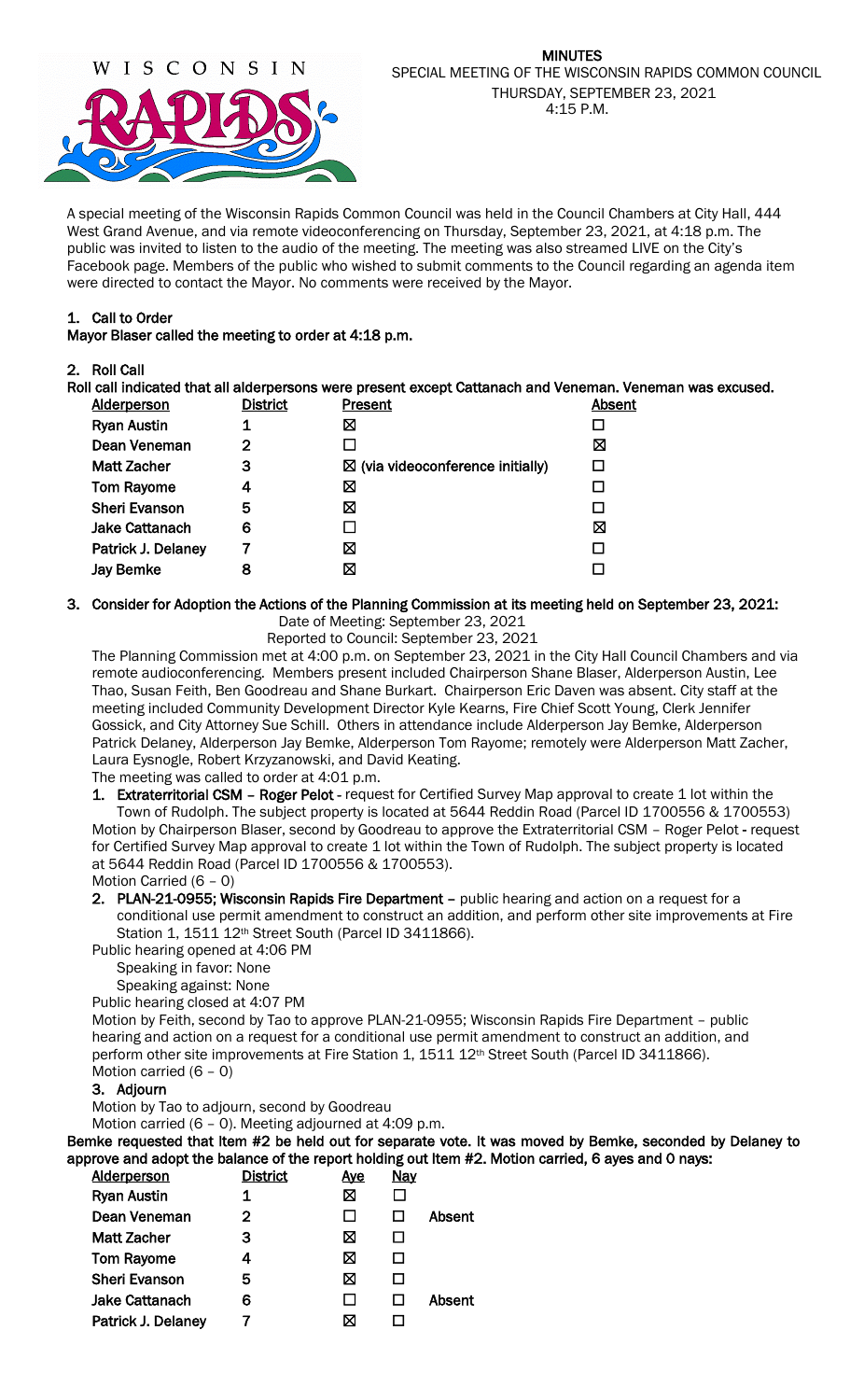WISCONSIN RAPIDS

**MINUTES**
SPECIAL MEETING OF THE WISCONSIN RAPIDS COMMON COUNCIL
THURSDAY, SEPTEMBER 23, 2021
4:15 P.M.

A special meeting of the Wisconsin Rapids Common Council was held in the Council Chambers at City Hall, 444 West Grand Avenue, and via remote videoconferencing on Thursday, September 23, 2021, at 4:18 p.m. The public was invited to listen to the audio of the meeting. The meeting was also streamed LIVE on the City's Facebook page. Members of the public who wished to submit comments to the Council regarding an agenda item were directed to contact the Mayor. No comments were received by the Mayor.

**1. Call to Order**
**Mayor Blaser called the meeting to order at 4:18 p.m.**

**2. Roll Call**
**Roll call indicated that all alderpersons were present except Cattanach and Veneman. Veneman was excused.**

| Alderperson | District | Present | Absent |
|---|---|---|---|
| Ryan Austin | 1 | ☒ | ☐ |
| Dean Veneman | 2 | ☐ | ☒ |
| Matt Zacher | 3 | ☒ (via videoconference initially) | ☐ |
| Tom Rayome | 4 | ☒ | ☐ |
| Sheri Evanson | 5 | ☒ | ☐ |
| Jake Cattanach | 6 | ☐ | ☒ |
| Patrick J. Delaney | 7 | ☒ | ☐ |
| Jay Bemke | 8 | ☒ | ☐ |

**3. Consider for Adoption the Actions of the Planning Commission at its meeting held on September 23, 2021:**
Date of Meeting: September 23, 2021
Reported to Council: September 23, 2021

The Planning Commission met at 4:00 p.m. on September 23, 2021 in the City Hall Council Chambers and via remote audioconferencing. Members present included Chairperson Shane Blaser, Alderperson Austin, Lee Thao, Susan Feith, Ben Goodreau and Shane Burkart. Chairperson Eric Daven was absent. City staff at the meeting included Community Development Director Kyle Kearns, Fire Chief Scott Young, Clerk Jennifer Gossick, and City Attorney Sue Schill. Others in attendance include Alderperson Jay Bemke, Alderperson Patrick Delaney, Alderperson Jay Bemke, Alderperson Tom Rayome; remotely were Alderperson Matt Zacher, Laura Eysnogle, Robert Krzyzanowski, and David Keating.

The meeting was called to order at 4:01 p.m.

1. **Extraterritorial CSM – Roger Pelot** - request for Certified Survey Map approval to create 1 lot within the Town of Rudolph. The subject property is located at 5644 Reddin Road (Parcel ID 1700556 & 1700553)

Motion by Chairperson Blaser, second by Goodreau to approve the Extraterritorial CSM – Roger Pelot - request for Certified Survey Map approval to create 1 lot within the Town of Rudolph. The subject property is located at 5644 Reddin Road (Parcel ID 1700556 & 1700553).
Motion Carried (6 – 0)

2. **PLAN-21-0955; Wisconsin Rapids Fire Department** – public hearing and action on a request for a conditional use permit amendment to construct an addition, and perform other site improvements at Fire Station 1, 1511 12th Street South (Parcel ID 3411866).

Public hearing opened at 4:06 PM
Speaking in favor: None
Speaking against: None
Public hearing closed at 4:07 PM

Motion by Feith, second by Tao to approve PLAN-21-0955; Wisconsin Rapids Fire Department – public hearing and action on a request for a conditional use permit amendment to construct an addition, and perform other site improvements at Fire Station 1, 1511 12th Street South (Parcel ID 3411866).
Motion carried (6 – 0)

3. **Adjourn**

Motion by Tao to adjourn, second by Goodreau
Motion carried (6 – 0). Meeting adjourned at 4:09 p.m.

**Bemke requested that Item #2 be held out for separate vote. It was moved by Bemke, seconded by Delaney to approve and adopt the balance of the report holding out Item #2. Motion carried, 6 ayes and 0 nays:**

| Alderperson | District | Aye | Nay | |
|---|---|---|---|---|
| Ryan Austin | 1 | ☒ | ☐ | |
| Dean Veneman | 2 | ☐ | ☐ | Absent |
| Matt Zacher | 3 | ☒ | ☐ | |
| Tom Rayome | 4 | ☒ | ☐ | |
| Sheri Evanson | 5 | ☒ | ☐ | |
| Jake Cattanach | 6 | ☐ | ☐ | Absent |
| Patrick J. Delaney | 7 | ☒ | ☐ | |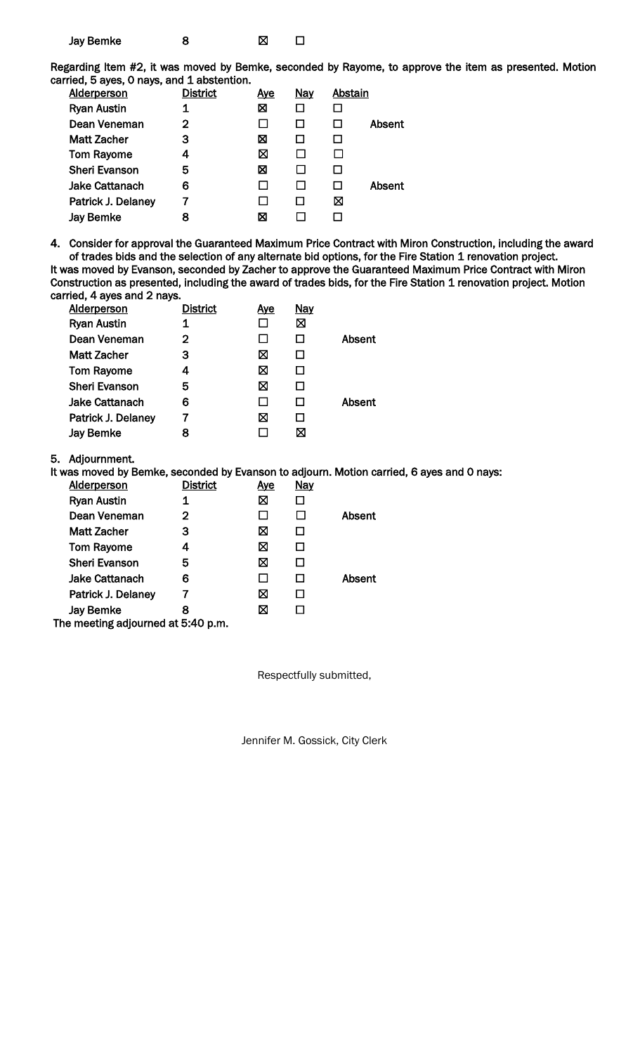| | | | |
|---|---|---|---|
| Jay Bemke | 8 | ☒ | ☐ |

Regarding Item #2, it was moved by Bemke, seconded by Rayome, to approve the item as presented. Motion carried, 5 ayes, 0 nays, and 1 abstention.

| Alderperson | District | Aye | Nay | Abstain | |
|---|---|---|---|---|---|
| Ryan Austin | 1 | ☒ | ☐ | ☐ | |
| Dean Veneman | 2 | ☐ | ☐ | ☐ | Absent |
| Matt Zacher | 3 | ☒ | ☐ | ☐ | |
| Tom Rayome | 4 | ☒ | ☐ | ☐ | |
| Sheri Evanson | 5 | ☒ | ☐ | ☐ | |
| Jake Cattanach | 6 | ☐ | ☐ | ☐ | Absent |
| Patrick J. Delaney | 7 | ☐ | ☐ | ☒ | |
| Jay Bemke | 8 | ☒ | ☐ | ☐ | |

4. Consider for approval the Guaranteed Maximum Price Contract with Miron Construction, including the award of trades bids and the selection of any alternate bid options, for the Fire Station 1 renovation project.

It was moved by Evanson, seconded by Zacher to approve the Guaranteed Maximum Price Contract with Miron Construction as presented, including the award of trades bids, for the Fire Station 1 renovation project. Motion carried, 4 ayes and 2 nays.

| Alderperson | District | Aye | Nay | |
|---|---|---|---|---|
| Ryan Austin | 1 | ☐ | ☒ | |
| Dean Veneman | 2 | ☐ | ☐ | Absent |
| Matt Zacher | 3 | ☒ | ☐ | |
| Tom Rayome | 4 | ☒ | ☐ | |
| Sheri Evanson | 5 | ☒ | ☐ | |
| Jake Cattanach | 6 | ☐ | ☐ | Absent |
| Patrick J. Delaney | 7 | ☒ | ☐ | |
| Jay Bemke | 8 | ☐ | ☒ | |

5. Adjournment.

It was moved by Bemke, seconded by Evanson to adjourn. Motion carried, 6 ayes and 0 nays:

| Alderperson | District | Aye | Nay | |
|---|---|---|---|---|
| Ryan Austin | 1 | ☒ | ☐ | |
| Dean Veneman | 2 | ☐ | ☐ | Absent |
| Matt Zacher | 3 | ☒ | ☐ | |
| Tom Rayome | 4 | ☒ | ☐ | |
| Sheri Evanson | 5 | ☒ | ☐ | |
| Jake Cattanach | 6 | ☐ | ☐ | Absent |
| Patrick J. Delaney | 7 | ☒ | ☐ | |
| Jay Bemke | 8 | ☒ | ☐ | |

The meeting adjourned at 5:40 p.m.

Respectfully submitted,

Jennifer M. Gossick, City Clerk